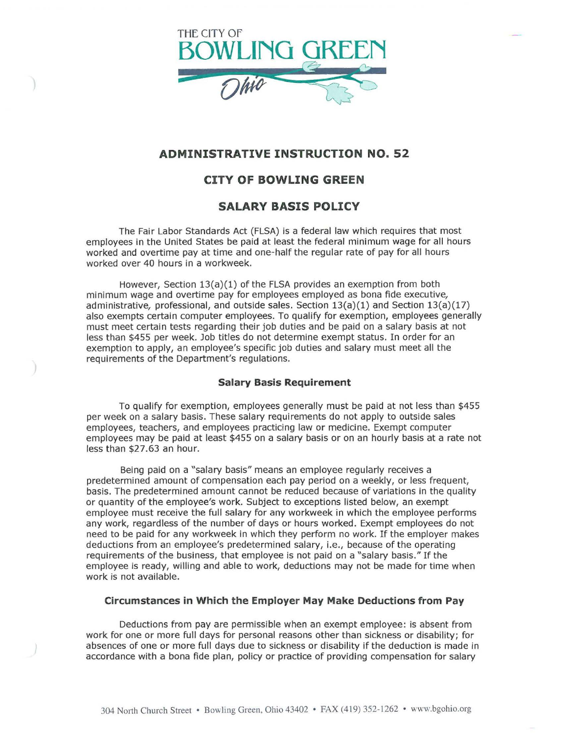THE CITY OF
# BOWLING GREEN
Ohio

## ADMINISTRATIVE INSTRUCTION NO. 52

## CITY OF BOWLING GREEN

## SALARY BASIS POLICY

The Fair Labor Standards Act (FLSA) is a federal law which requires that most employees in the United States be paid at least the federal minimum wage for all hours worked and overtime pay at time and one-half the regular rate of pay for all hours worked over 40 hours in a workweek.

However, Section 13(a)(1) of the FLSA provides an exemption from both minimum wage and overtime pay for employees employed as bona fide executive, administrative, professional, and outside sales. Section 13(a)(1) and Section 13(a)(17) also exempts certain computer employees. To qualify for exemption, employees generally must meet certain tests regarding their job duties and be paid on a salary basis at not less than $455 per week. Job titles do not determine exempt status. In order for an exemption to apply, an employee's specific job duties and salary must meet all the requirements of the Department's regulations.

### Salary Basis Requirement

To qualify for exemption, employees generally must be paid at not less than $455 per week on a salary basis. These salary requirements do not apply to outside sales employees, teachers, and employees practicing law or medicine. Exempt computer employees may be paid at least $455 on a salary basis or on an hourly basis at a rate not less than $27.63 an hour.

Being paid on a "salary basis" means an employee regularly receives a predetermined amount of compensation each pay period on a weekly, or less frequent, basis. The predetermined amount cannot be reduced because of variations in the quality or quantity of the employee's work. Subject to exceptions listed below, an exempt employee must receive the full salary for any workweek in which the employee performs any work, regardless of the number of days or hours worked. Exempt employees do not need to be paid for any workweek in which they perform no work. If the employer makes deductions from an employee's predetermined salary, i.e., because of the operating requirements of the business, that employee is not paid on a "salary basis." If the employee is ready, willing and able to work, deductions may not be made for time when work is not available.

### Circumstances in Which the Employer May Make Deductions from Pay

Deductions from pay are permissible when an exempt employee: is absent from work for one or more full days for personal reasons other than sickness or disability; for absences of one or more full days due to sickness or disability if the deduction is made in accordance with a bona fide plan, policy or practice of providing compensation for salary

304 North Church Street • Bowling Green, Ohio 43402 • FAX (419) 352-1262 • www.bgohio.org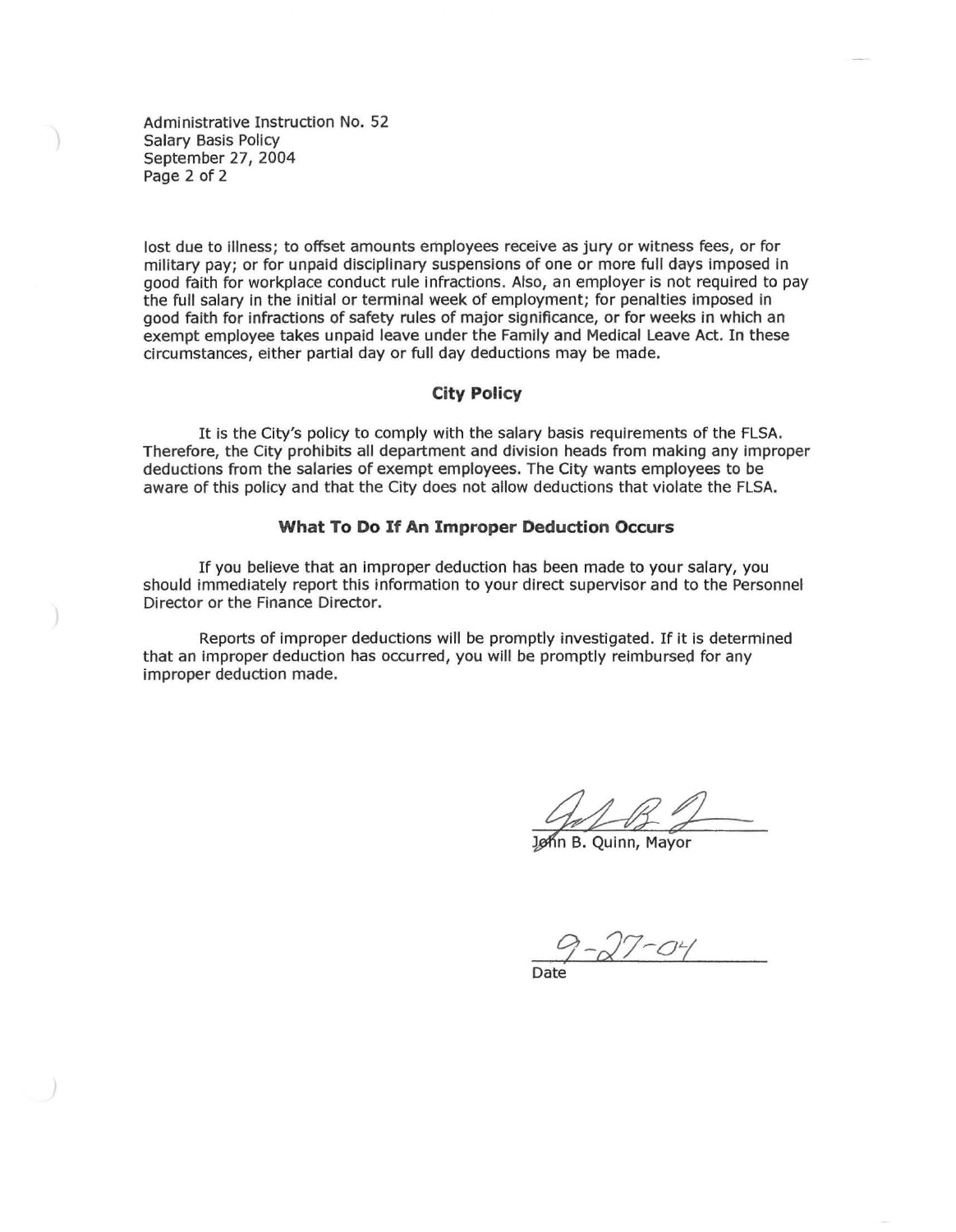lost due to illness; to offset amounts employees receive as jury or witness fees, or for military pay; or for unpaid disciplinary suspensions of one or more full days imposed in good faith for workplace conduct rule infractions. Also, an employer is not required to pay the full salary in the initial or terminal week of employment; for penalties imposed in good faith for infractions of safety rules of major significance, or for weeks in which an exempt employee takes unpaid leave under the Family and Medical Leave Act. In these circumstances, either partial day or full day deductions may be made.

## City Policy

It is the City's policy to comply with the salary basis requirements of the FLSA. Therefore, the City prohibits all department and division heads from making any improper deductions from the salaries of exempt employees. The City wants employees to be aware of this policy and that the City does not allow deductions that violate the FLSA.

## What To Do If An Improper Deduction Occurs

If you believe that an improper deduction has been made to your salary, you should immediately report this information to your direct supervisor and to the Personnel Director or the Finance Director.

Reports of improper deductions will be promptly investigated. If it is determined that an improper deduction has occurred, you will be promptly reimbursed for any improper deduction made.

John B. Quinn, Mayor

9-27-04
Date